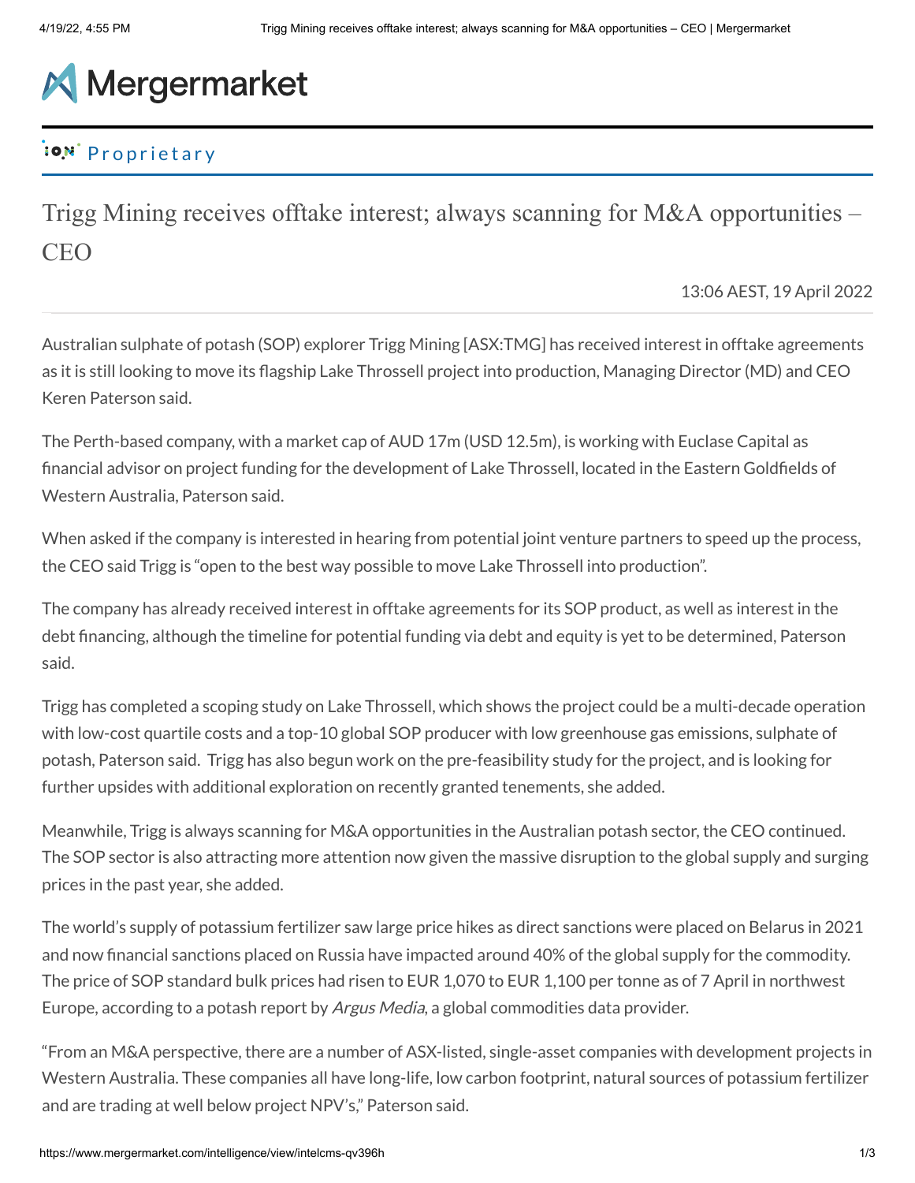# Mergermarket

Proprietary

## Trigg Mining receives offtake interest; always scanning for M&A opportunities – CEO

13:06 AEST, 19 April 2022

Australian sulphate of potash (SOP) explorer Trigg Mining [ASX:TMG] has received interest in offtake agreements as it is still looking to move its flagship Lake Throssell project into production, Managing Director (MD) and CEO Keren Paterson said.

The Perth-based company, with a market cap of AUD 17m (USD 12.5m), is working with Euclase Capital as financial advisor on project funding for the development of Lake Throssell, located in the Eastern Goldfields of Western Australia, Paterson said.

When asked if the company is interested in hearing from potential joint venture partners to speed up the process, the CEO said Trigg is "open to the best way possible to move Lake Throssell into production".

The company has already received interest in offtake agreements for its SOP product, as well as interest in the debt financing, although the timeline for potential funding via debt and equity is yet to be determined, Paterson said.

Trigg has completed a scoping study on Lake Throssell, which shows the project could be a multi-decade operation with low-cost quartile costs and a top-10 global SOP producer with low greenhouse gas emissions, sulphate of potash, Paterson said. Trigg has also begun work on the pre-feasibility study for the project, and is looking for further upsides with additional exploration on recently granted tenements, she added.

Meanwhile, Trigg is always scanning for M&A opportunities in the Australian potash sector, the CEO continued. The SOP sector is also attracting more attention now given the massive disruption to the global supply and surging prices in the past year, she added.

The world's supply of potassium fertilizer saw large price hikes as direct sanctions were placed on Belarus in 2021 and now financial sanctions placed on Russia have impacted around 40% of the global supply for the commodity. The price of SOP standard bulk prices had risen to EUR 1,070 to EUR 1,100 per tonne as of 7 April in northwest Europe, according to a potash report by *Argus Media*, a global commodities data provider.

"From an M&A perspective, there are a number of ASX-listed, single-asset companies with development projects in Western Australia. These companies all have long-life, low carbon footprint, natural sources of potassium fertilizer and are trading at well below project NPV's," Paterson said.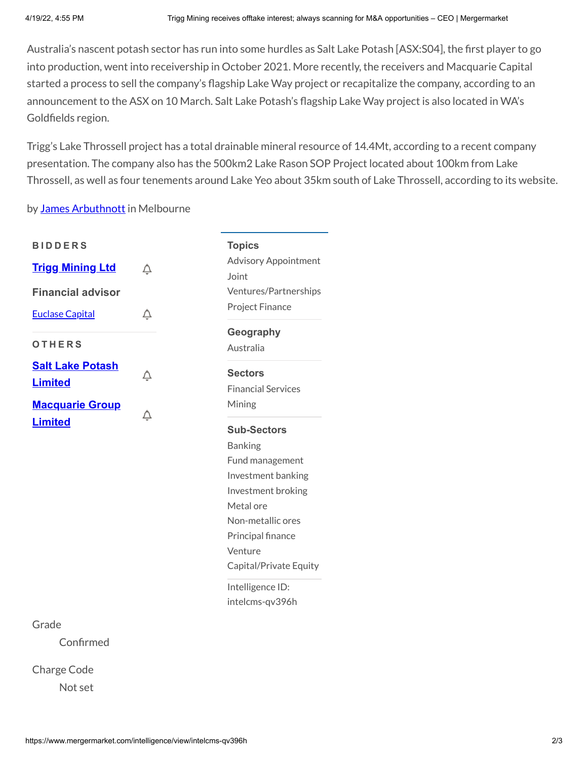Australia's nascent potash sector has run into some hurdles as Salt Lake Potash [ASX:S04], the first player to go into production, went into receivership in October 2021. More recently, the receivers and Macquarie Capital started a process to sell the company's flagship Lake Way project or recapitalize the company, according to an announcement to the ASX on 10 March. Salt Lake Potash's flagship Lake Way project is also located in WA's Goldfields region.

Trigg's Lake Throssell project has a total drainable mineral resource of 14.4Mt, according to a recent company presentation. The company also has the 500km2 Lake Rason SOP Project located about 100km from Lake Throssell, as well as four tenements around Lake Yeo about 35km south of Lake Throssell, according to its website.

by James Arbuthnott in Melbourne

**BIDDERS**

**Trigg Mining Ltd**

**Financial advisor**

Euclase Capital

**OTHERS**

**Salt Lake Potash Limited**

**Macquarie Group Limited**

**Topics**

Advisory Appointment
Joint Ventures/Partnerships
Project Finance

**Geography**

Australia

**Sectors**

Financial Services
Mining

**Sub-Sectors**

Banking
Fund management
Investment banking
Investment broking
Metal ore
Non-metallic ores
Principal finance
Venture Capital/Private Equity

Intelligence ID: intelcms-qv396h

Grade

Confirmed

Charge Code

Not set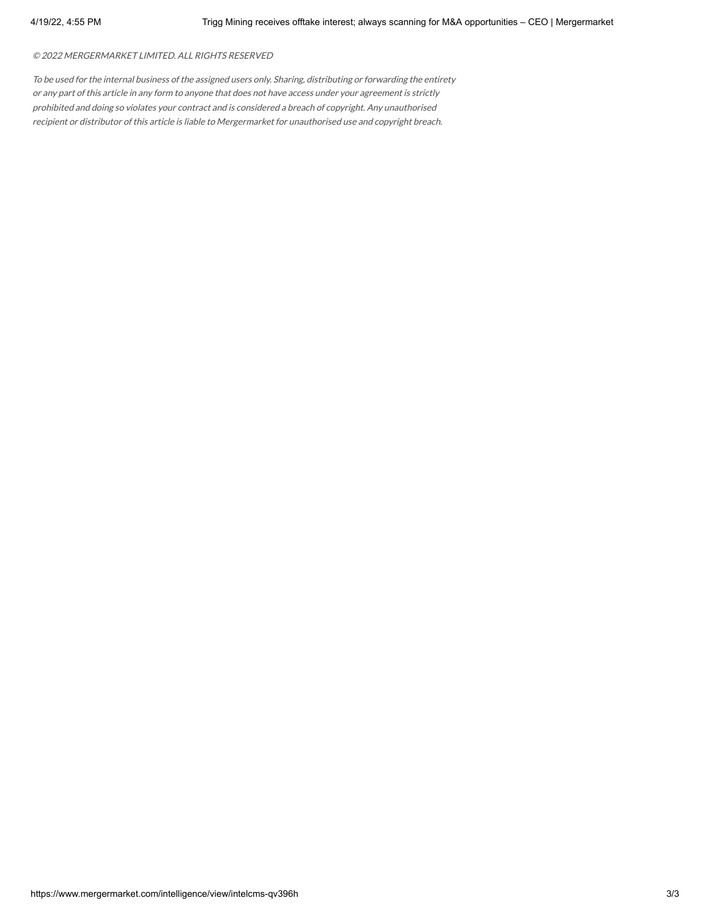*© 2022 MERGERMARKET LIMITED. ALL RIGHTS RESERVED*

*To be used for the internal business of the assigned users only. Sharing, distributing or forwarding the entirety or any part of this article in any form to anyone that does not have access under your agreement is strictly prohibited and doing so violates your contract and is considered a breach of copyright. Any unauthorised recipient or distributor of this article is liable to Mergermarket for unauthorised use and copyright breach.*